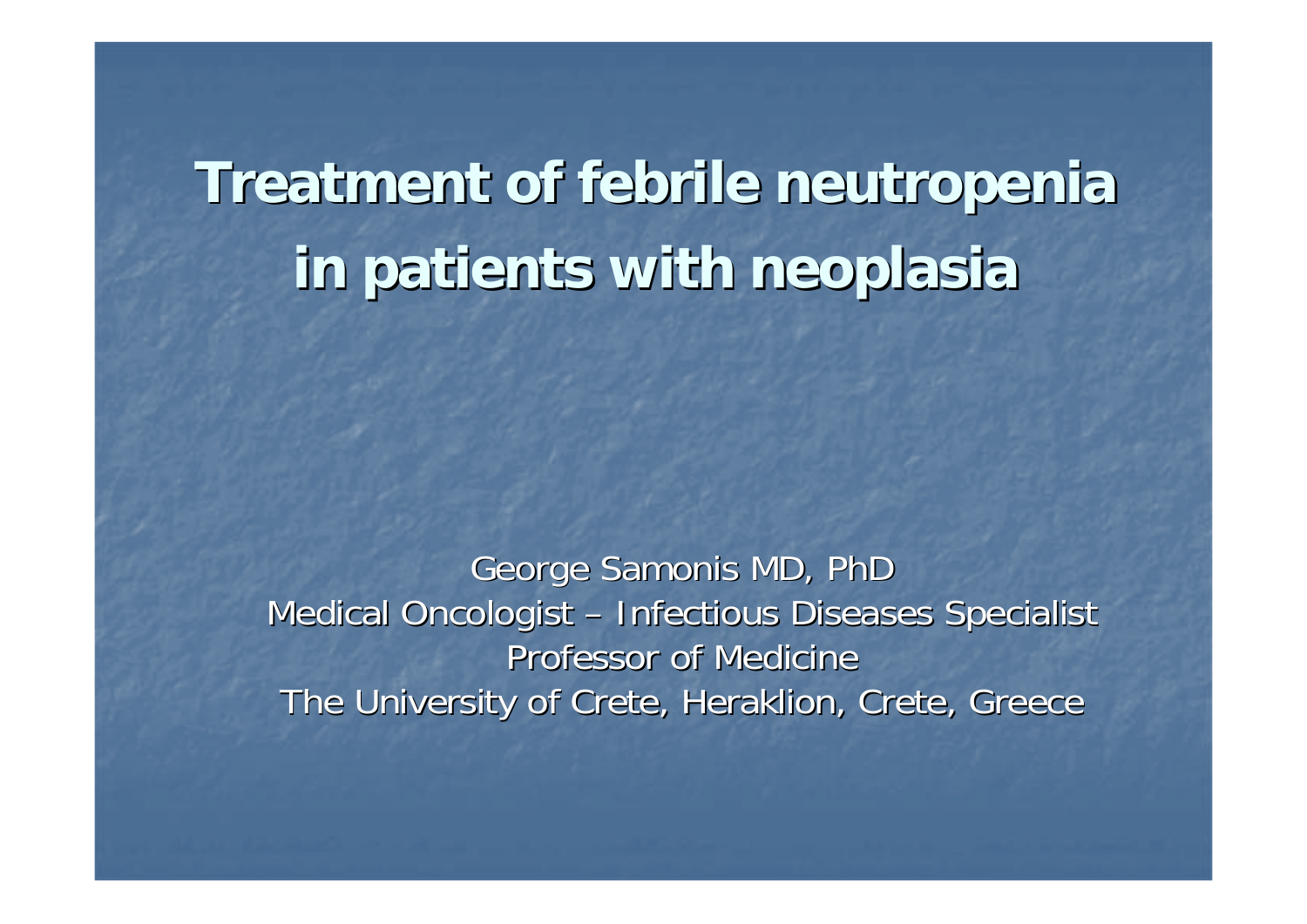# Treatment of febrile neutropenia in patients with neoplasia

George Samonis MD, PhD
Medical Oncologist – Infectious Diseases Specialist
Professor of Medicine
The University of Crete, Heraklion, Crete, Greece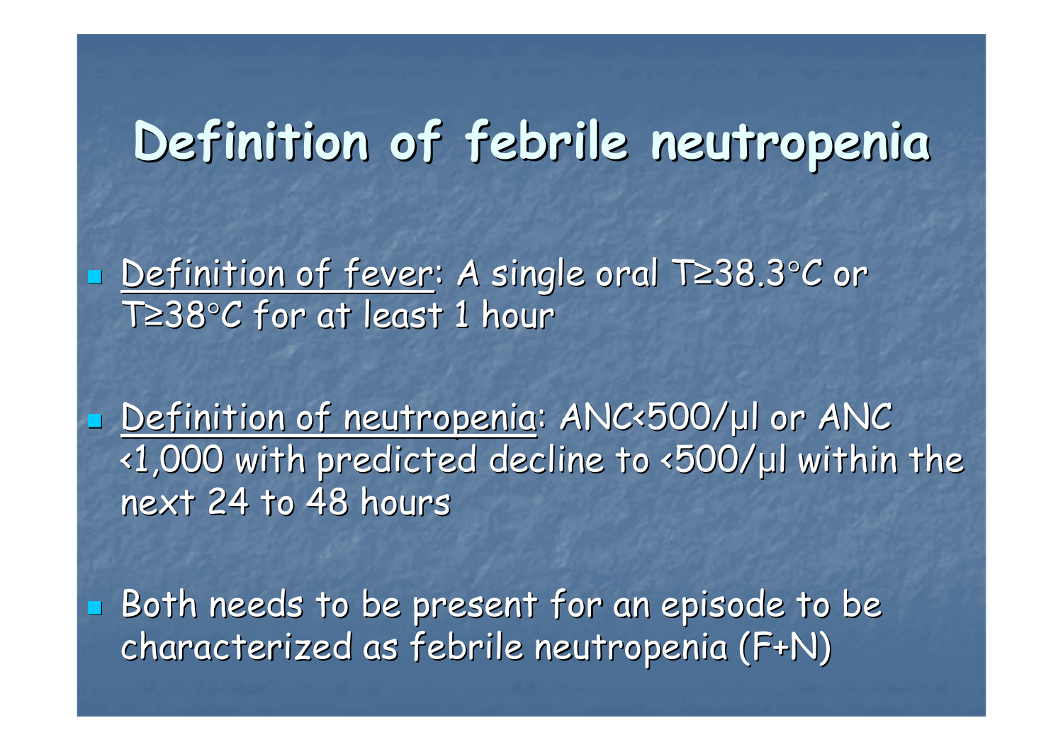# Definition of febrile neutropenia

- Definition of fever: A single oral T≥38.3°C or T≥38°C for at least 1 hour
- Definition of neutropenia: ANC<500/μl or ANC <1,000 with predicted decline to <500/μl within the next 24 to 48 hours
- Both needs to be present for an episode to be characterized as febrile neutropenia (F+N)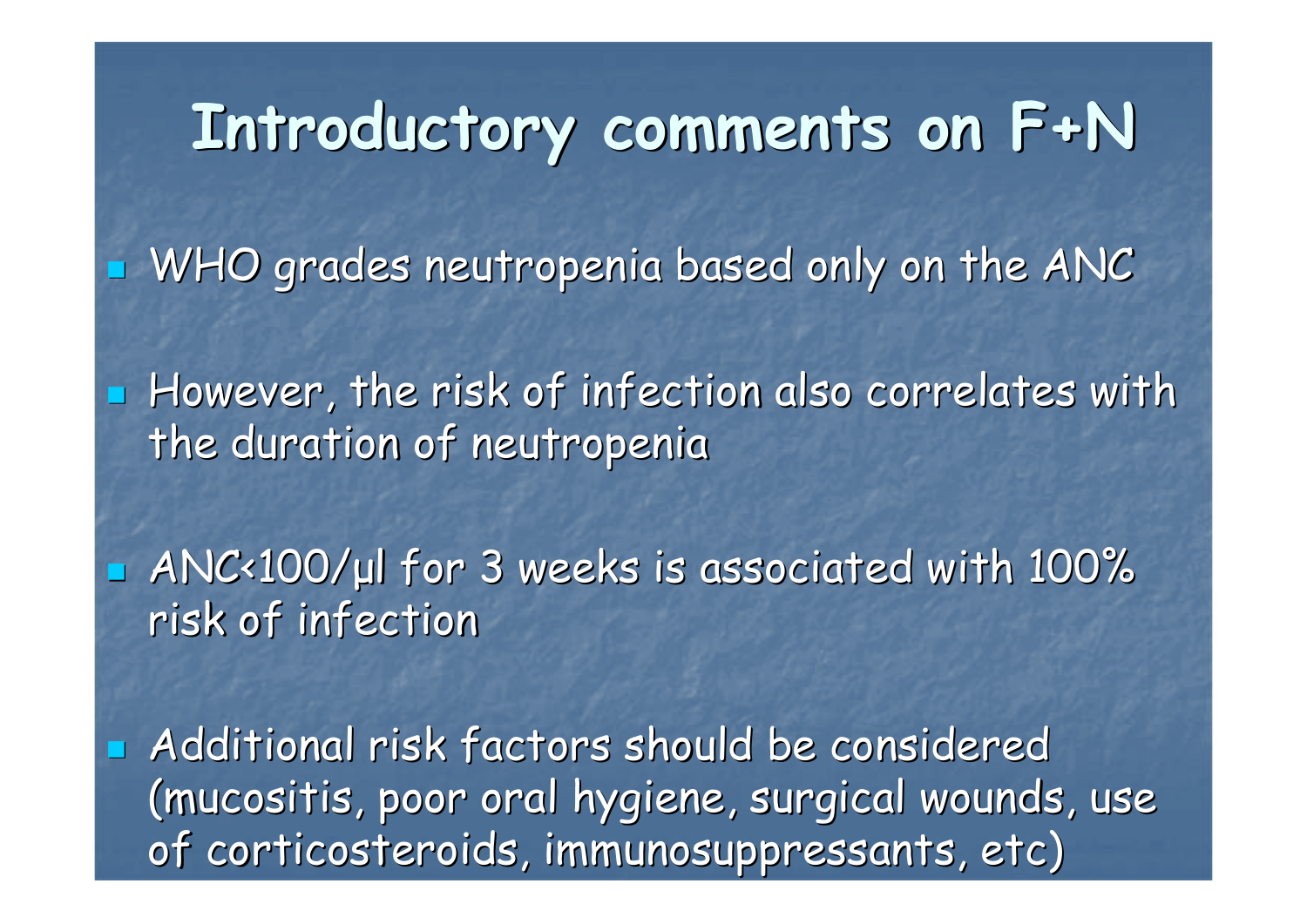# Introductory comments on F+N

- WHO grades neutropenia based only on the ANC
- However, the risk of infection also correlates with the duration of neutropenia
- ANC<100/μl for 3 weeks is associated with 100% risk of infection
- Additional risk factors should be considered (mucositis, poor oral hygiene, surgical wounds, use of corticosteroids, immunosuppressants, etc)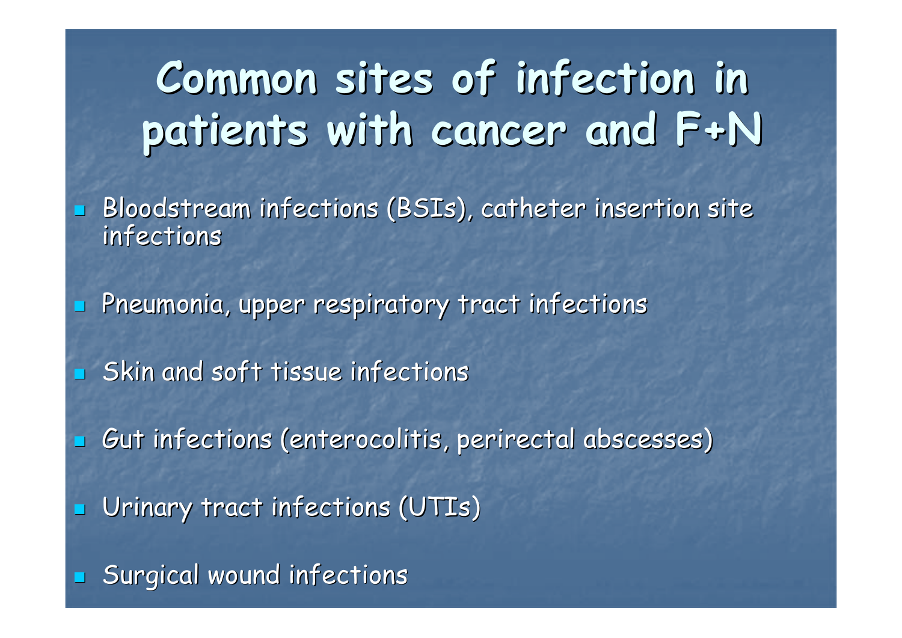# Common sites of infection in patients with cancer and F+N

- Bloodstream infections (BSIs), catheter insertion site infections
- Pneumonia, upper respiratory tract infections
- Skin and soft tissue infections
- Gut infections (enterocolitis, perirectal abscesses)
- Urinary tract infections (UTIs)
- Surgical wound infections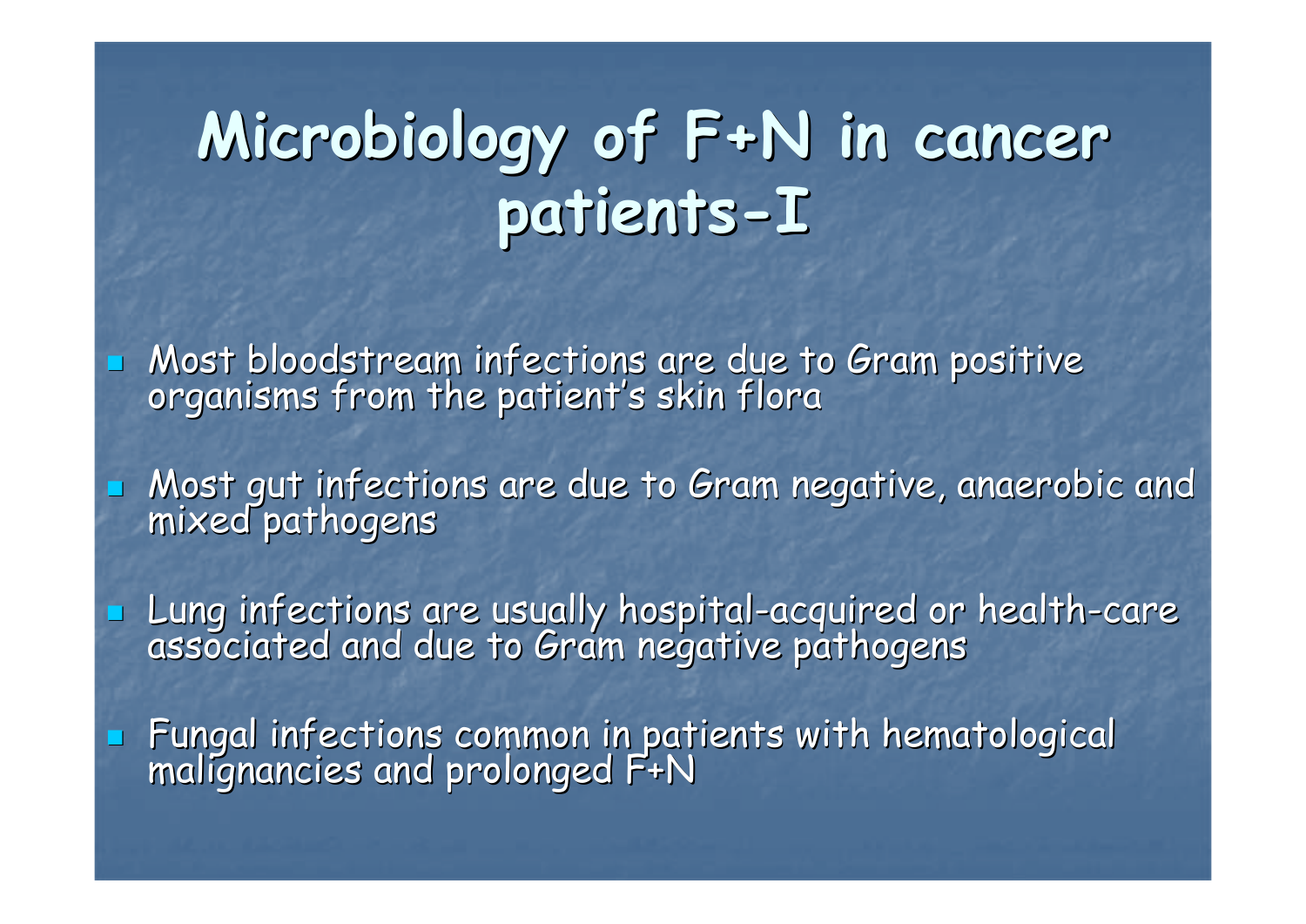# Microbiology of F+N in cancer patients-I

- Most bloodstream infections are due to Gram positive organisms from the patient's skin flora
- Most gut infections are due to Gram negative, anaerobic and mixed pathogens
- Lung infections are usually hospital-acquired or health-care associated and due to Gram negative pathogens
- Fungal infections common in patients with hematological malignancies and prolonged F+N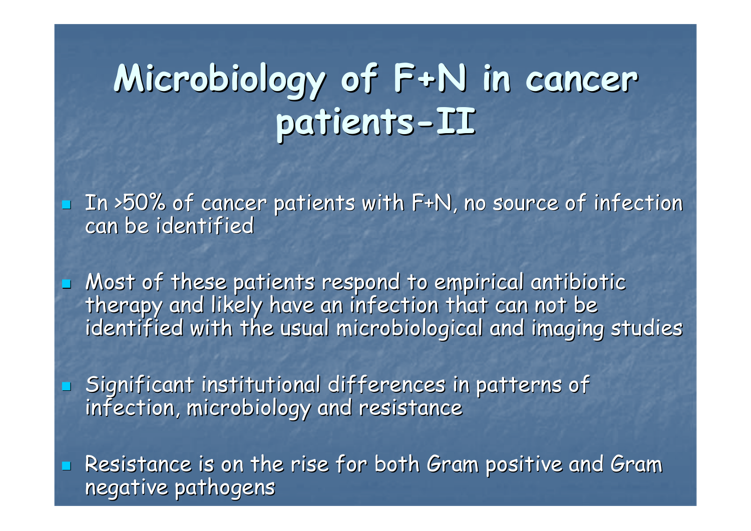# Microbiology of F+N in cancer patients-II

- In >50% of cancer patients with F+N, no source of infection can be identified
- Most of these patients respond to empirical antibiotic therapy and likely have an infection that can not be identified with the usual microbiological and imaging studies
- Significant institutional differences in patterns of infection, microbiology and resistance
- Resistance is on the rise for both Gram positive and Gram negative pathogens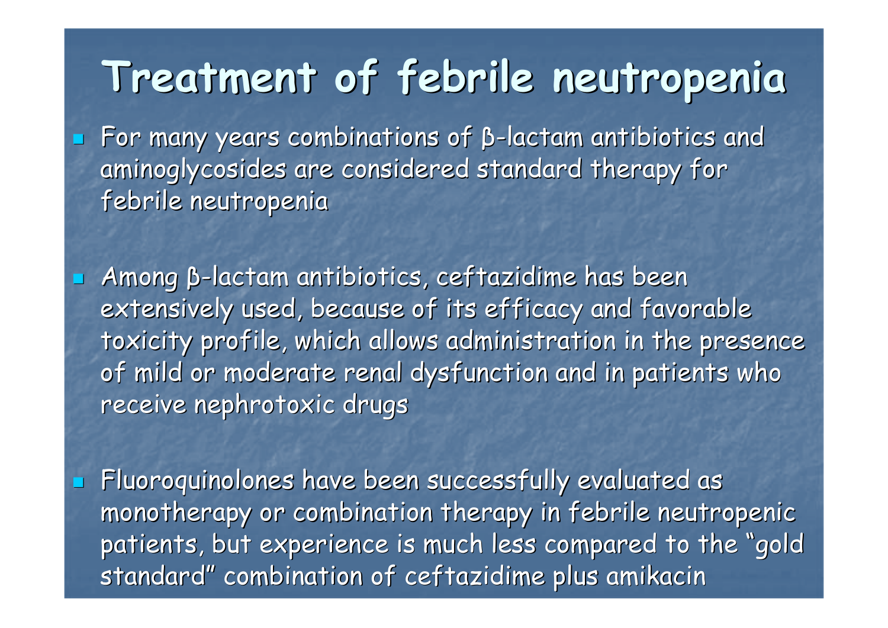# Treatment of febrile neutropenia

- For many years combinations of β-lactam antibiotics and aminoglycosides are considered standard therapy for febrile neutropenia

- Among β-lactam antibiotics, ceftazidime has been extensively used, because of its efficacy and favorable toxicity profile, which allows administration in the presence of mild or moderate renal dysfunction and in patients who receive nephrotoxic drugs

- Fluoroquinolones have been successfully evaluated as monotherapy or combination therapy in febrile neutropenic patients, but experience is much less compared to the "gold standard" combination of ceftazidime plus amikacin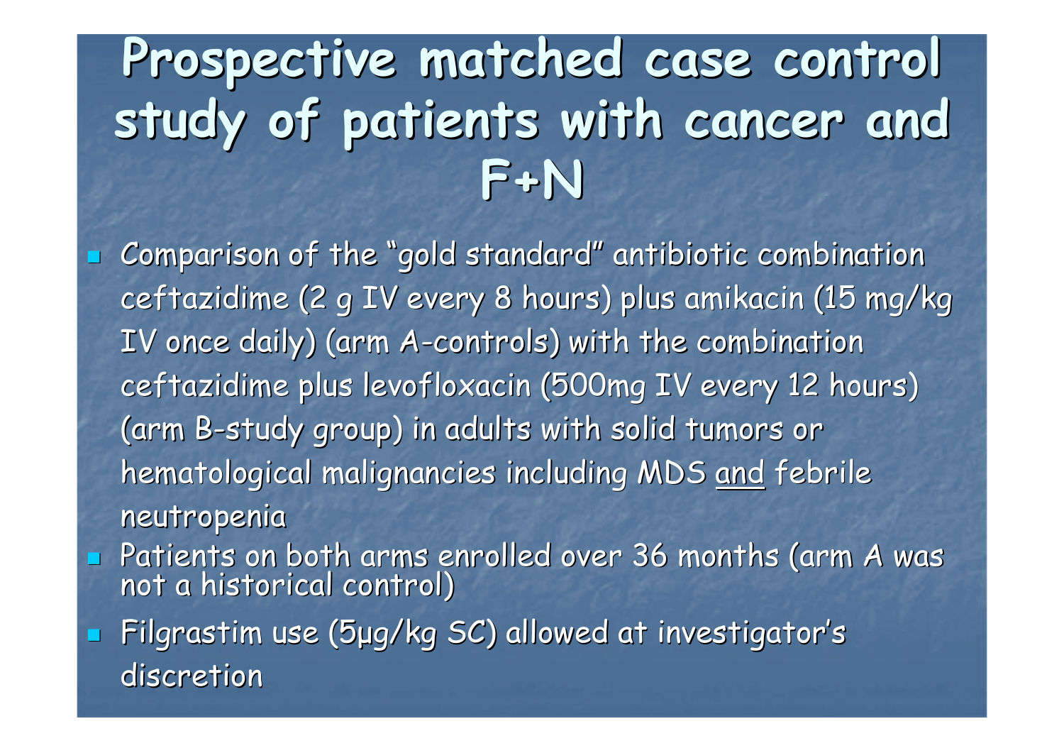# Prospective matched case control study of patients with cancer and F+N

- Comparison of the "gold standard" antibiotic combination ceftazidime (2 g IV every 8 hours) plus amikacin (15 mg/kg IV once daily) (arm A-controls) with the combination ceftazidime plus levofloxacin (500mg IV every 12 hours) (arm B-study group) in adults with solid tumors or hematological malignancies including MDS <u>and</u> febrile neutropenia
- Patients on both arms enrolled over 36 months (arm A was not a historical control)
- Filgrastim use (5μg/kg SC) allowed at investigator's discretion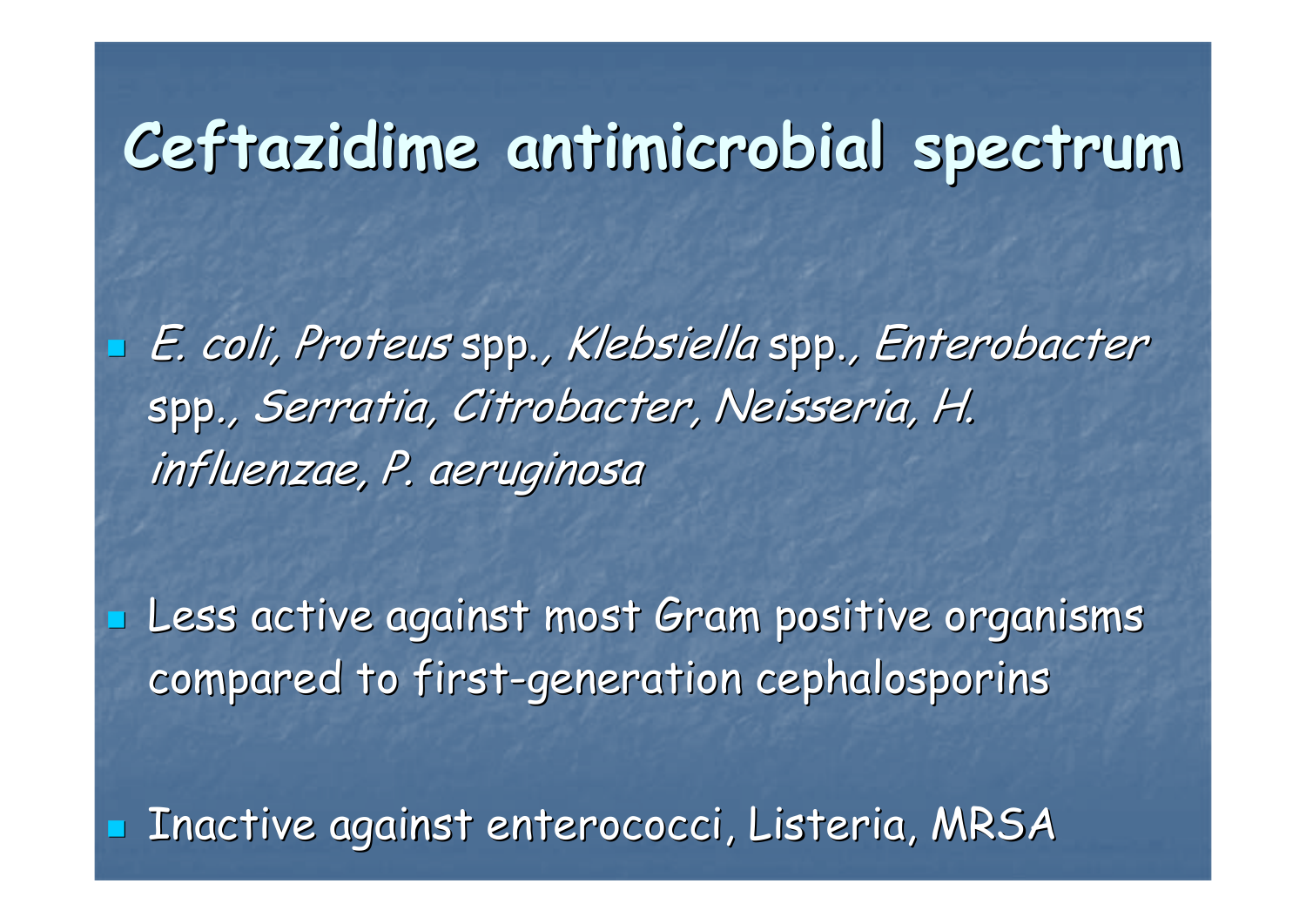# Ceftazidime antimicrobial spectrum

- *E. coli, Proteus* spp., *Klebsiella* spp., *Enterobacter* spp., *Serratia, Citrobacter, Neisseria, H. influenzae, P. aeruginosa*
- Less active against most Gram positive organisms compared to first-generation cephalosporins
- Inactive against enterococci, Listeria, MRSA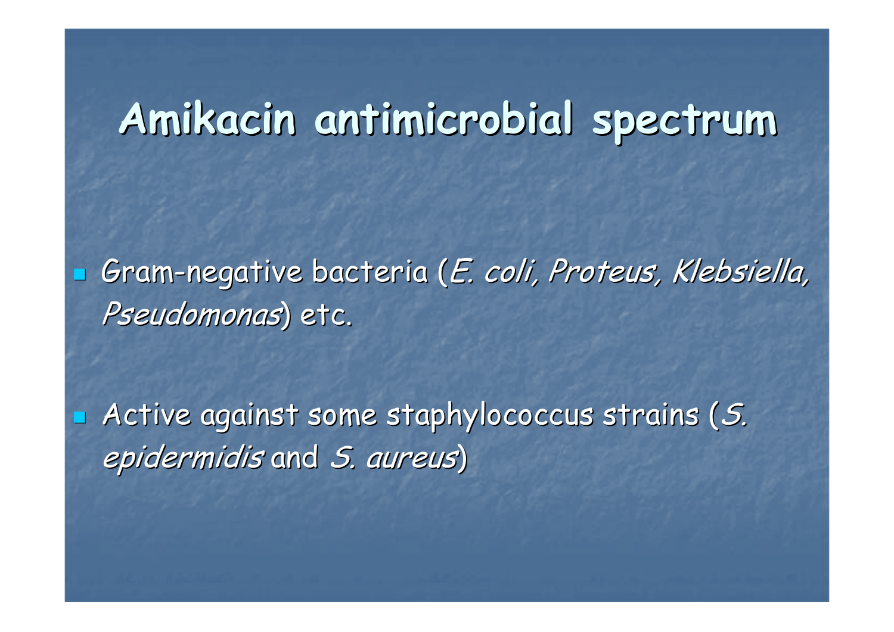# Amikacin antimicrobial spectrum

- Gram-negative bacteria (*E. coli, Proteus, Klebsiella, Pseudomonas*) etc.
- Active against some staphylococcus strains (*S. epidermidis* and *S. aureus*)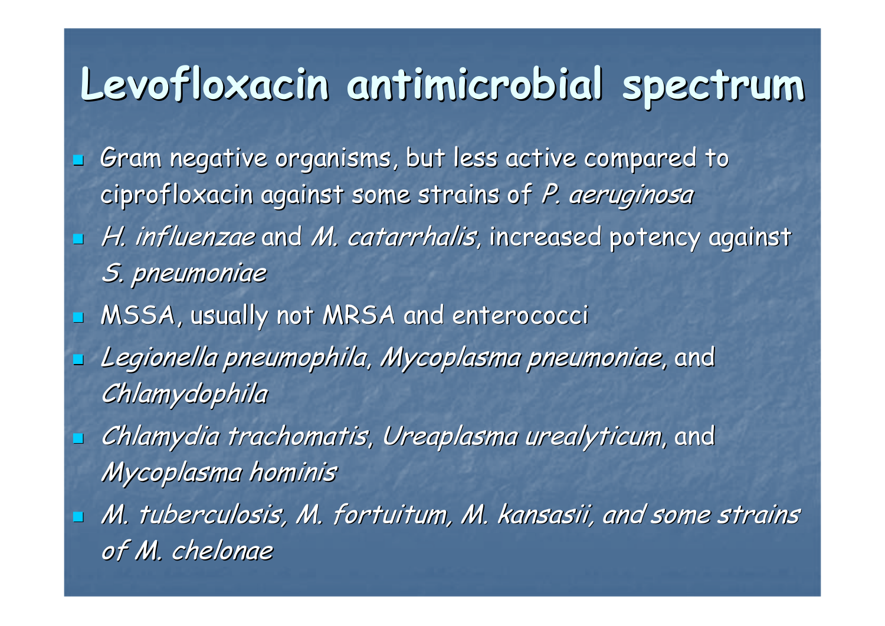# Levofloxacin antimicrobial spectrum

- Gram negative organisms, but less active compared to ciprofloxacin against some strains of *P. aeruginosa*
- *H. influenzae* and *M. catarrhalis*, increased potency against *S. pneumoniae*
- MSSA, usually not MRSA and enterococci
- *Legionella pneumophila*, *Mycoplasma pneumoniae*, and *Chlamydophila*
- *Chlamydia trachomatis*, *Ureaplasma urealyticum*, and *Mycoplasma hominis*
- *M. tuberculosis, M. fortuitum, M. kansasii, and some strains of M. chelonae*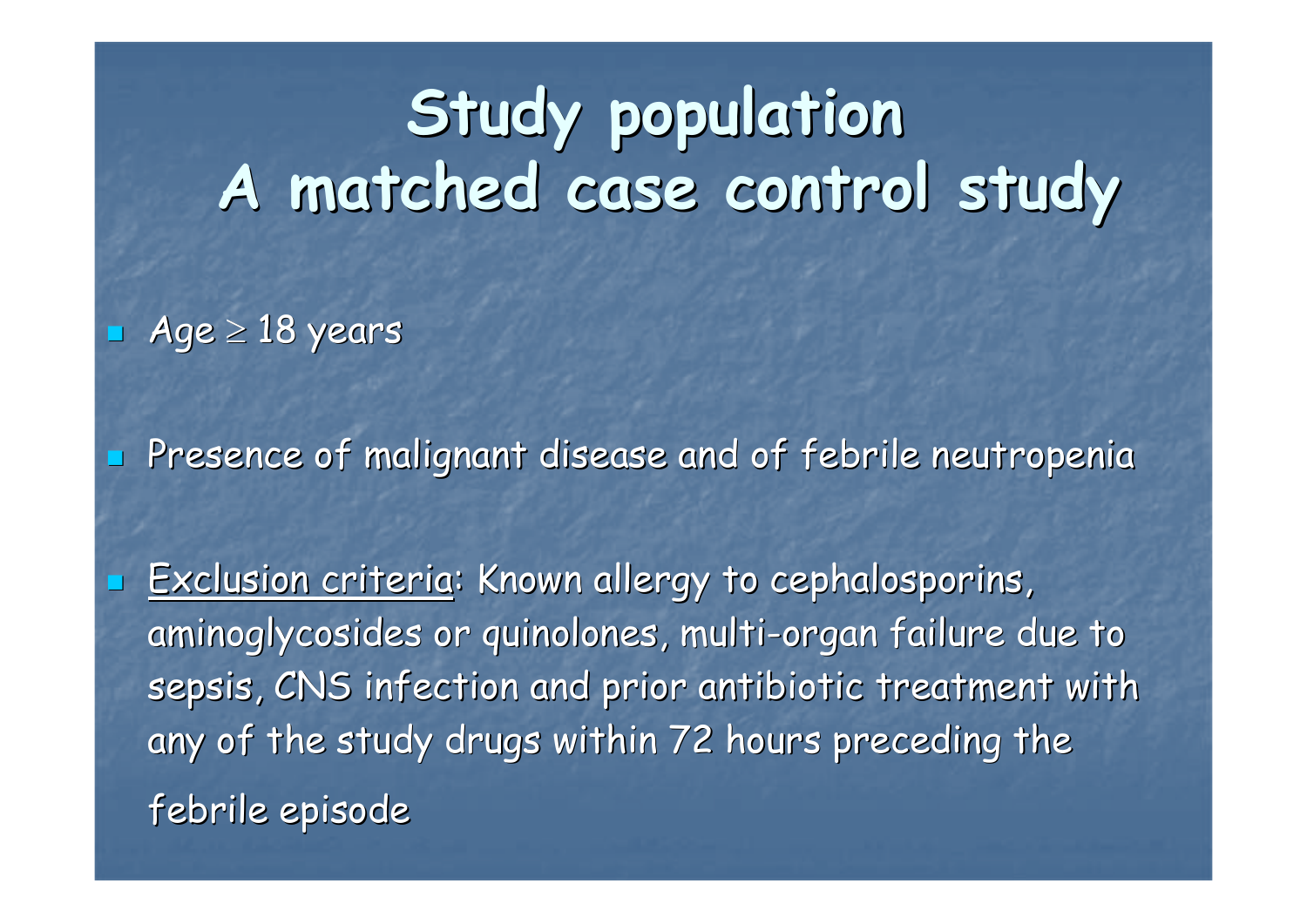# Study population
# A matched case control study

- Age $\geq$ 18 years
- Presence of malignant disease and of febrile neutropenia
- Exclusion criteria: Known allergy to cephalosporins, aminoglycosides or quinolones, multi-organ failure due to sepsis, CNS infection and prior antibiotic treatment with any of the study drugs within 72 hours preceding the febrile episode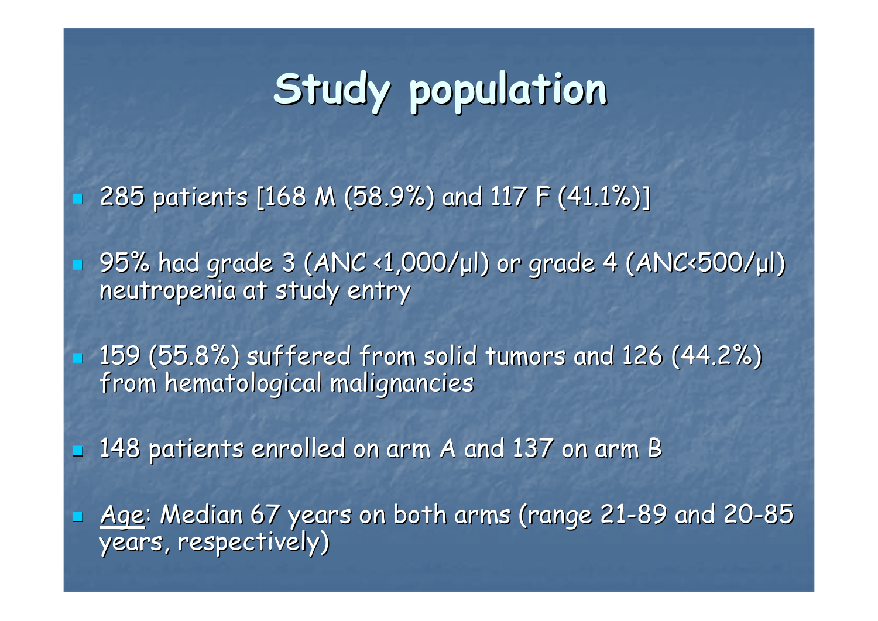# Study population

- 285 patients [168 M (58.9%) and 117 F (41.1%)]
- 95% had grade 3 (ANC <1,000/μl) or grade 4 (ANC<500/μl) neutropenia at study entry
- 159 (55.8%) suffered from solid tumors and 126 (44.2%) from hematological malignancies
- 148 patients enrolled on arm A and 137 on arm B
- Age: Median 67 years on both arms (range 21-89 and 20-85 years, respectively)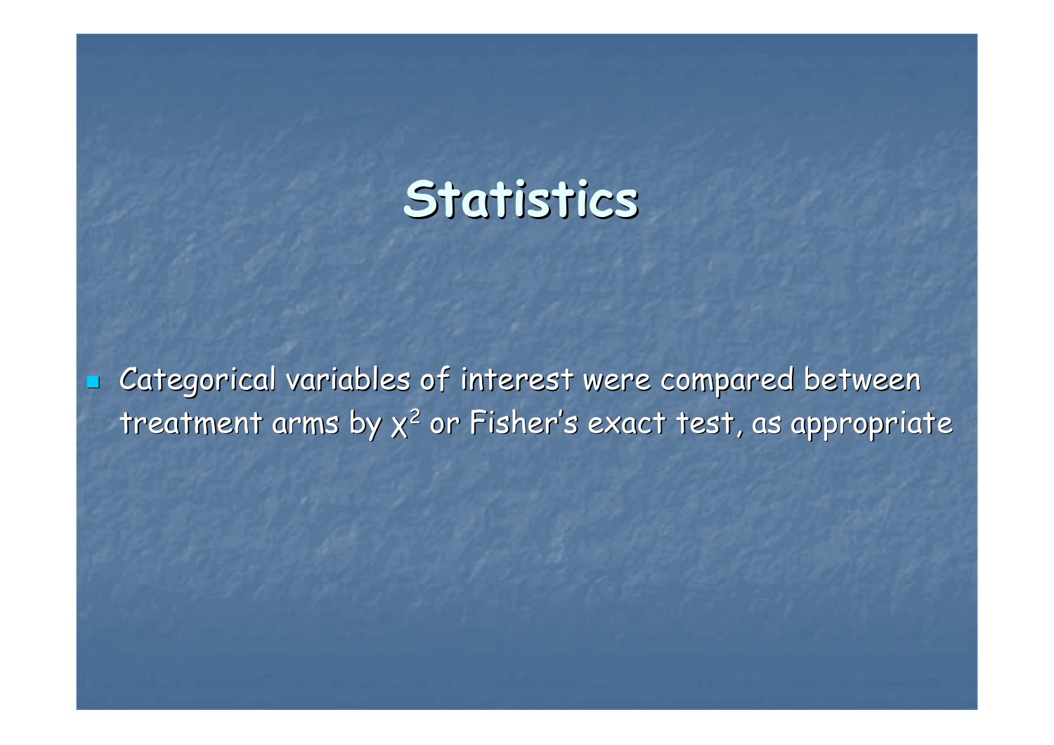# Statistics

- Categorical variables of interest were compared between treatment arms by $\chi^2$ or Fisher's exact test, as appropriate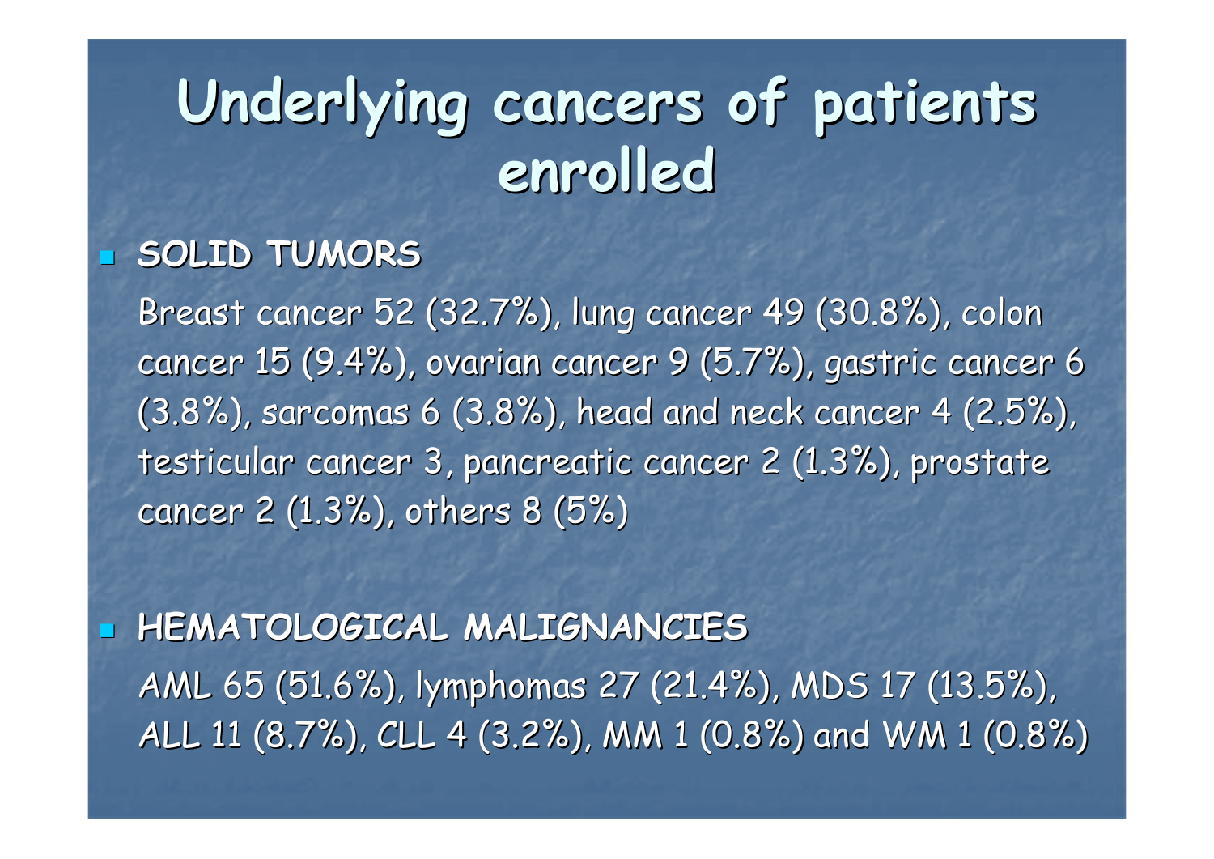# Underlying cancers of patients enrolled

- **SOLID TUMORS**

  Breast cancer 52 (32.7%), lung cancer 49 (30.8%), colon cancer 15 (9.4%), ovarian cancer 9 (5.7%), gastric cancer 6 (3.8%), sarcomas 6 (3.8%), head and neck cancer 4 (2.5%), testicular cancer 3, pancreatic cancer 2 (1.3%), prostate cancer 2 (1.3%), others 8 (5%)

- **HEMATOLOGICAL MALIGNANCIES**

  AML 65 (51.6%), lymphomas 27 (21.4%), MDS 17 (13.5%), ALL 11 (8.7%), CLL 4 (3.2%), MM 1 (0.8%) and WM 1 (0.8%)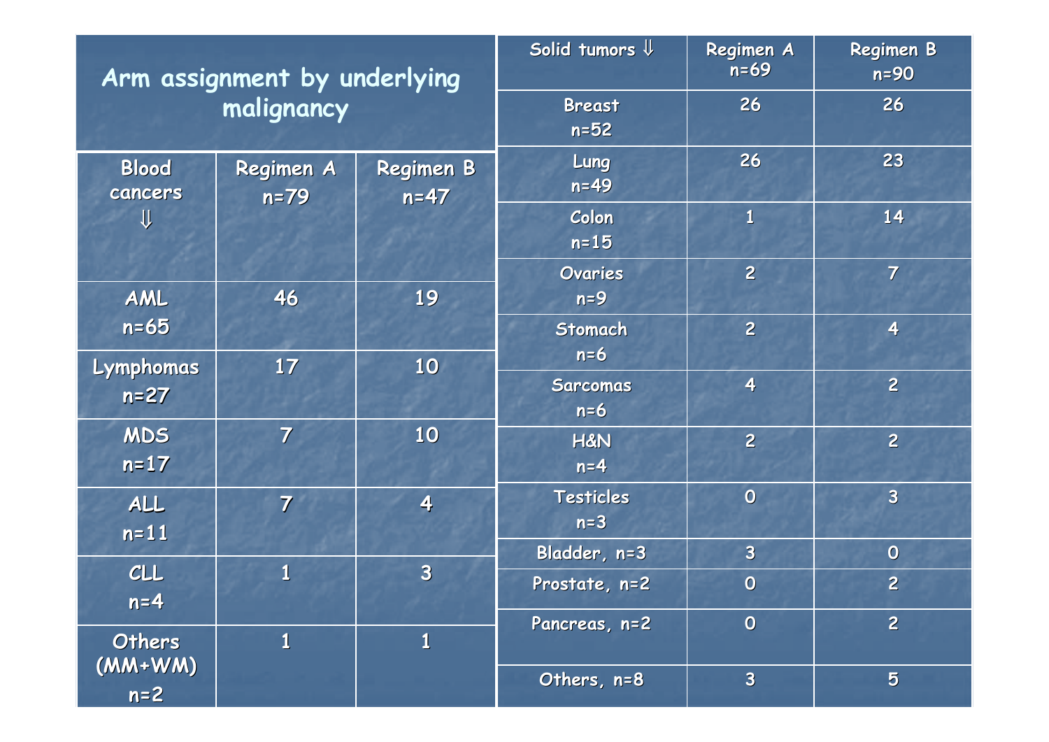# Arm assignment by underlying malignancy

| Blood cancers ⇓ | Regimen A n=79 | Regimen B n=47 |
|---|---|---|
| AML n=65 | 46 | 19 |
| Lymphomas n=27 | 17 | 10 |
| MDS n=17 | 7 | 10 |
| ALL n=11 | 7 | 4 |
| CLL n=4 | 1 | 3 |
| Others (MM+WM) n=2 | 1 | 1 |

| Solid tumors ⇓ | Regimen A n=69 | Regimen B n=90 |
|---|---|---|
| Breast n=52 | 26 | 26 |
| Lung n=49 | 26 | 23 |
| Colon n=15 | 1 | 14 |
| Ovaries n=9 | 2 | 7 |
| Stomach n=6 | 2 | 4 |
| Sarcomas n=6 | 4 | 2 |
| H&N n=4 | 2 | 2 |
| Testicles n=3 | 0 | 3 |
| Bladder, n=3 | 3 | 0 |
| Prostate, n=2 | 0 | 2 |
| Pancreas, n=2 | 0 | 2 |
| Others, n=8 | 3 | 5 |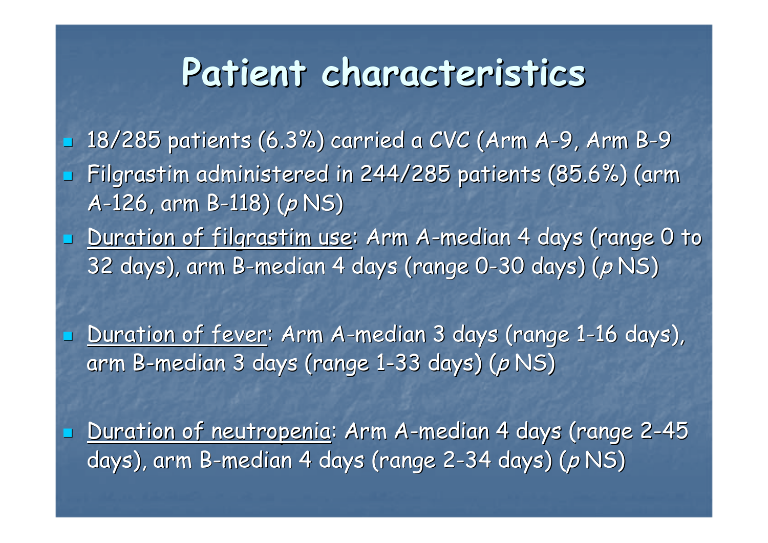# Patient characteristics

- 18/285 patients (6.3%) carried a CVC (Arm A-9, Arm B-9
- Filgrastim administered in 244/285 patients (85.6%) (arm A-126, arm B-118) (*p* NS)
- <u>Duration of filgrastim use</u>: Arm A-median 4 days (range 0 to 32 days), arm B-median 4 days (range 0-30 days) (*p* NS)
- <u>Duration of fever</u>: Arm A-median 3 days (range 1-16 days), arm B-median 3 days (range 1-33 days) (*p* NS)
- <u>Duration of neutropenia</u>: Arm A-median 4 days (range 2-45 days), arm B-median 4 days (range 2-34 days) (*p* NS)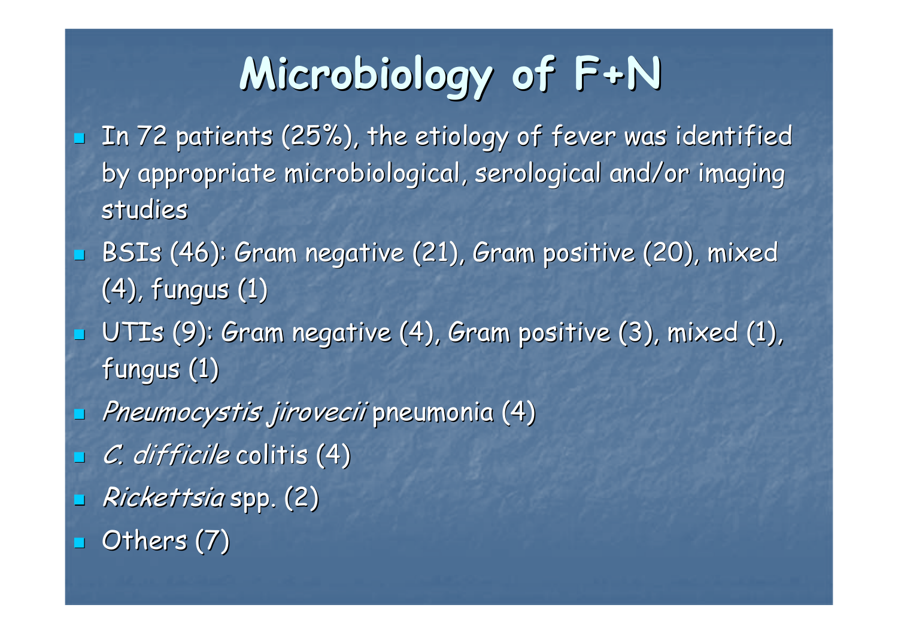# Microbiology of F+N

- In 72 patients (25%), the etiology of fever was identified by appropriate microbiological, serological and/or imaging studies
- BSIs (46): Gram negative (21), Gram positive (20), mixed (4), fungus (1)
- UTIs (9): Gram negative (4), Gram positive (3), mixed (1), fungus (1)
- *Pneumocystis jirovecii* pneumonia (4)
- *C. difficile* colitis (4)
- *Rickettsia* spp. (2)
- Others (7)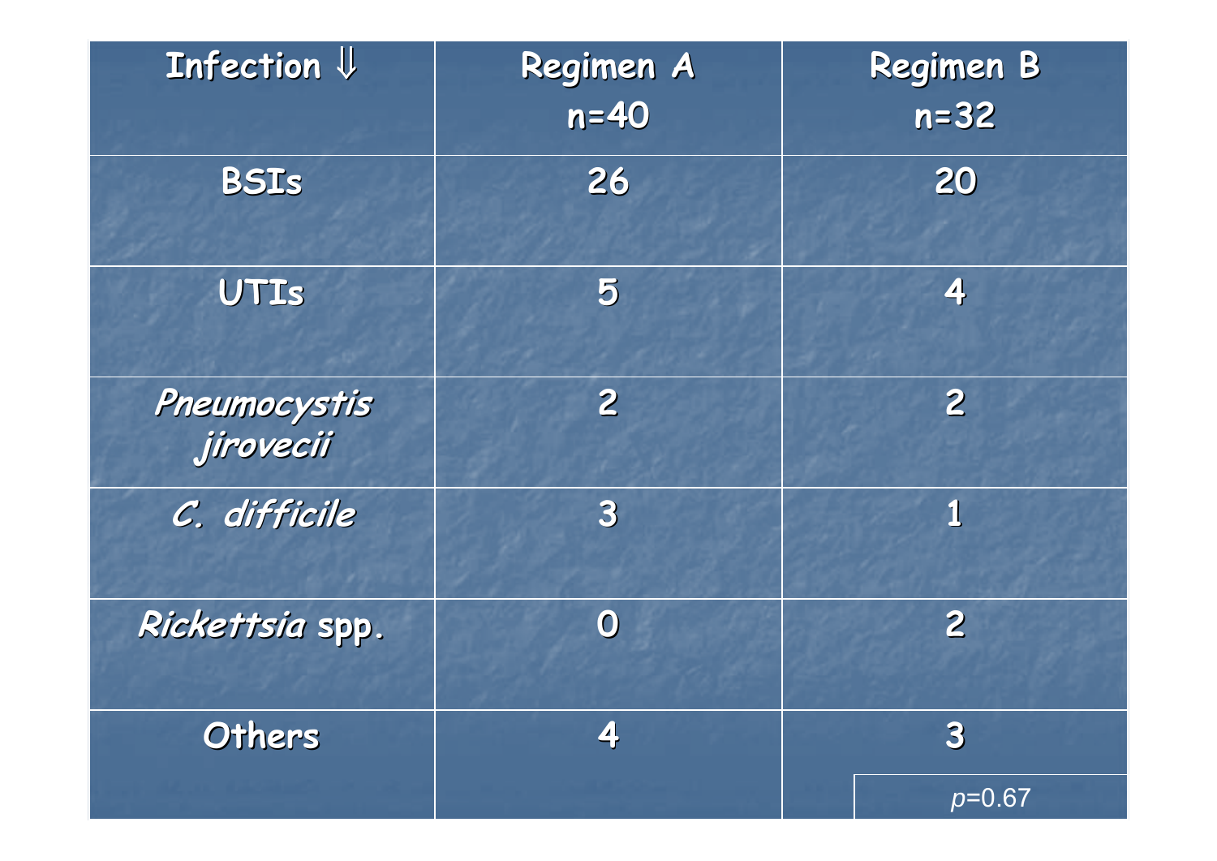| Infection ⇓ | Regimen A n=40 | Regimen B n=32 |
|---|---|---|
| BSIs | 26 | 20 |
| UTIs | 5 | 4 |
| *Pneumocystis jirovecii* | 2 | 2 |
| *C. difficile* | 3 | 1 |
| *Rickettsia* spp. | 0 | 2 |
| Others | 4 | 3 |

$p$=0.67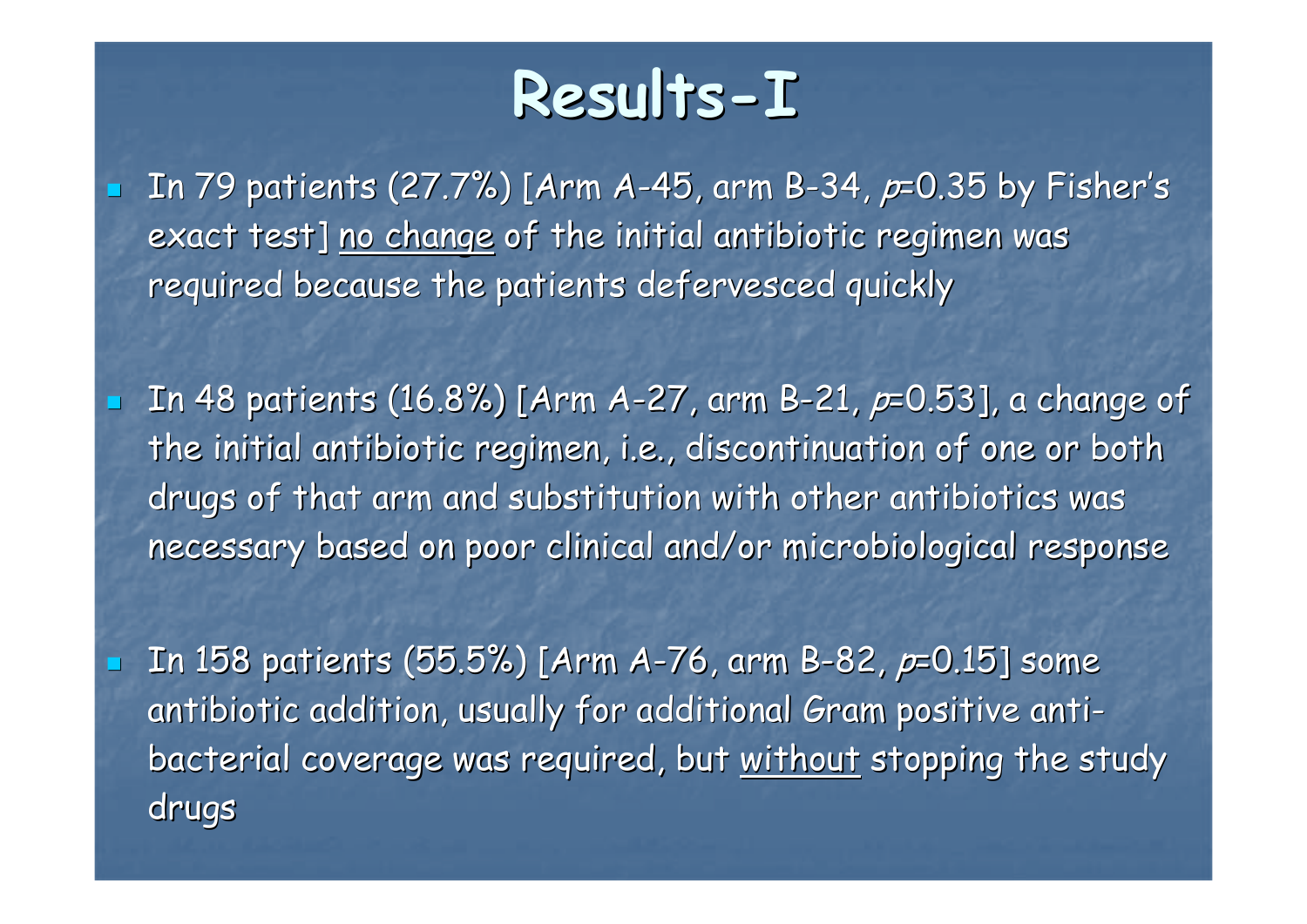# Results-I

- In 79 patients (27.7%) [Arm A-45, arm B-34, $p$=0.35 by Fisher's exact test] <u>no change</u> of the initial antibiotic regimen was required because the patients defervesced quickly
- In 48 patients (16.8%) [Arm A-27, arm B-21, $p$=0.53], a change of the initial antibiotic regimen, i.e., discontinuation of one or both drugs of that arm and substitution with other antibiotics was necessary based on poor clinical and/or microbiological response
- In 158 patients (55.5%) [Arm A-76, arm B-82, $p$=0.15] some antibiotic addition, usually for additional Gram positive anti-bacterial coverage was required, but <u>without</u> stopping the study drugs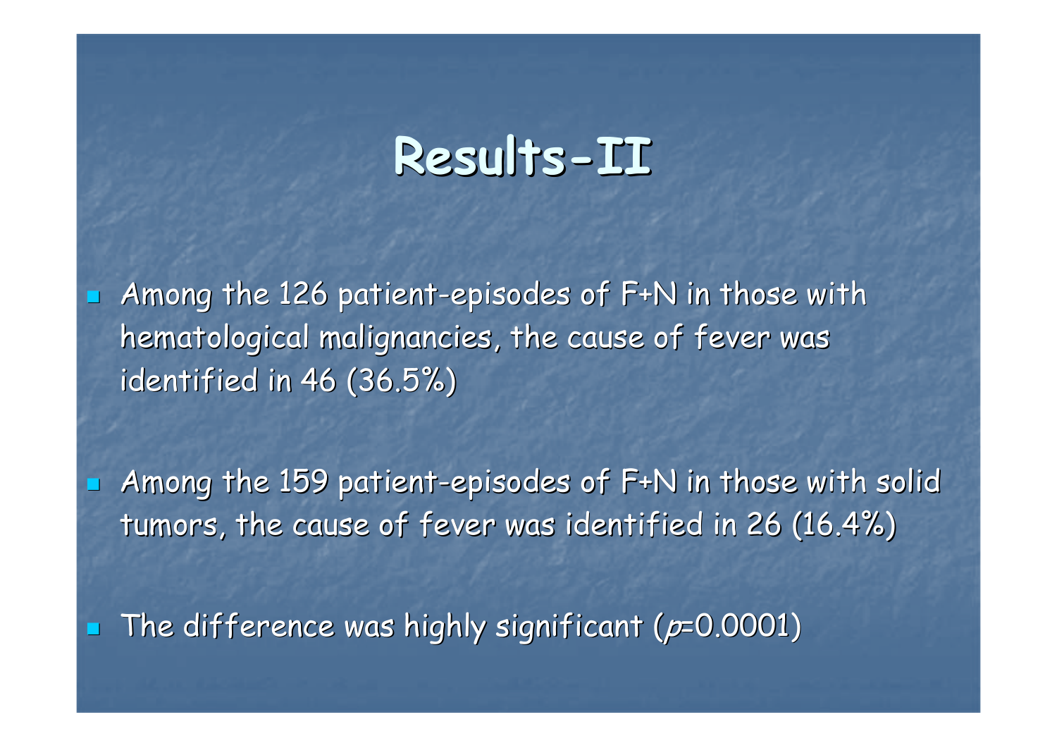# Results-II

- Among the 126 patient-episodes of F+N in those with hematological malignancies, the cause of fever was identified in 46 (36.5%)
- Among the 159 patient-episodes of F+N in those with solid tumors, the cause of fever was identified in 26 (16.4%)
- The difference was highly significant ($p$=0.0001)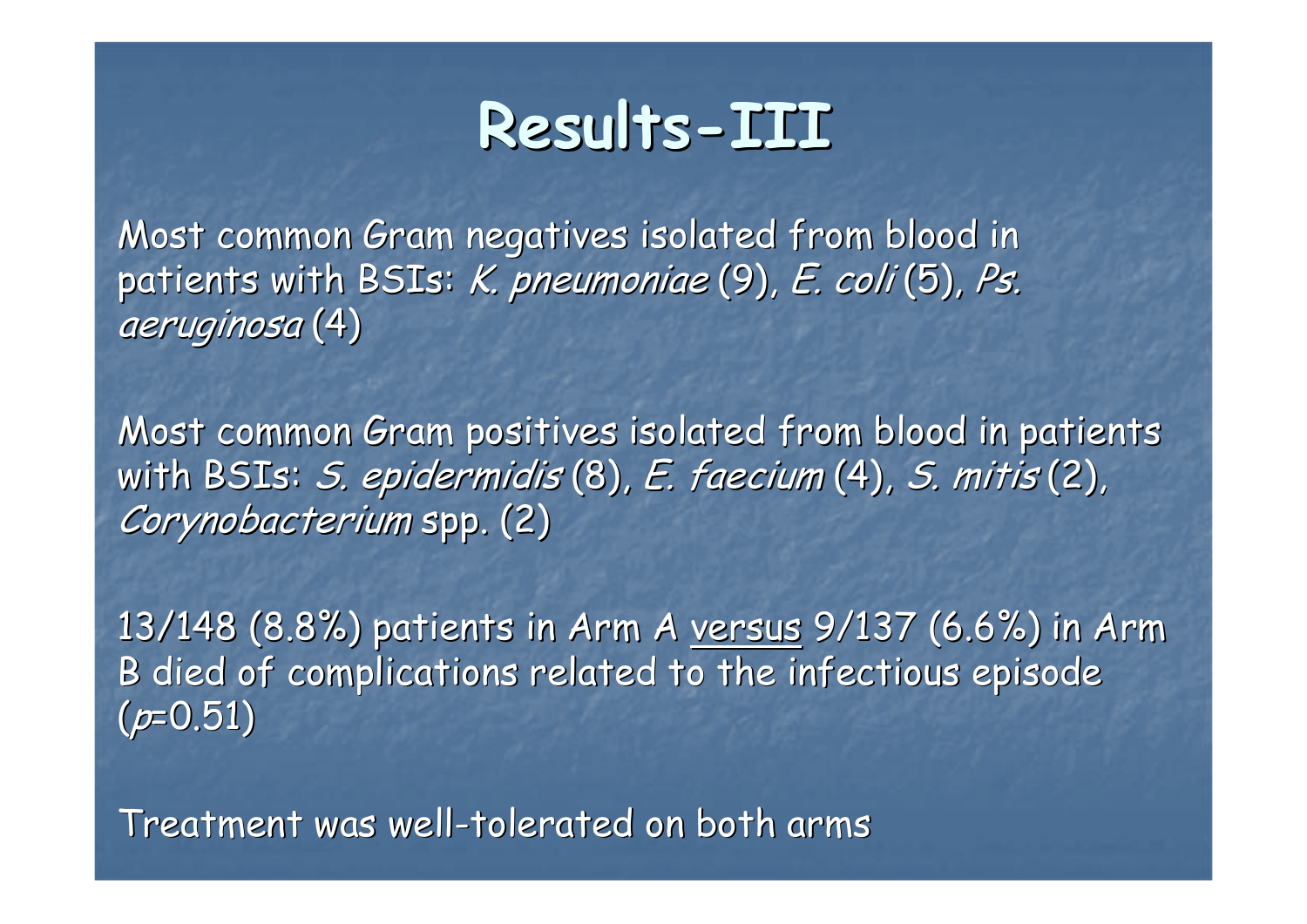# Results-III

Most common Gram negatives isolated from blood in patients with BSIs: *K. pneumoniae* (9), *E. coli* (5), *Ps. aeruginosa* (4)

Most common Gram positives isolated from blood in patients with BSIs: *S. epidermidis* (8), *E. faecium* (4), *S. mitis* (2), *Corynobacterium* spp. (2)

13/148 (8.8%) patients in Arm A <u>versus</u> 9/137 (6.6%) in Arm B died of complications related to the infectious episode ($p$=0.51)

Treatment was well-tolerated on both arms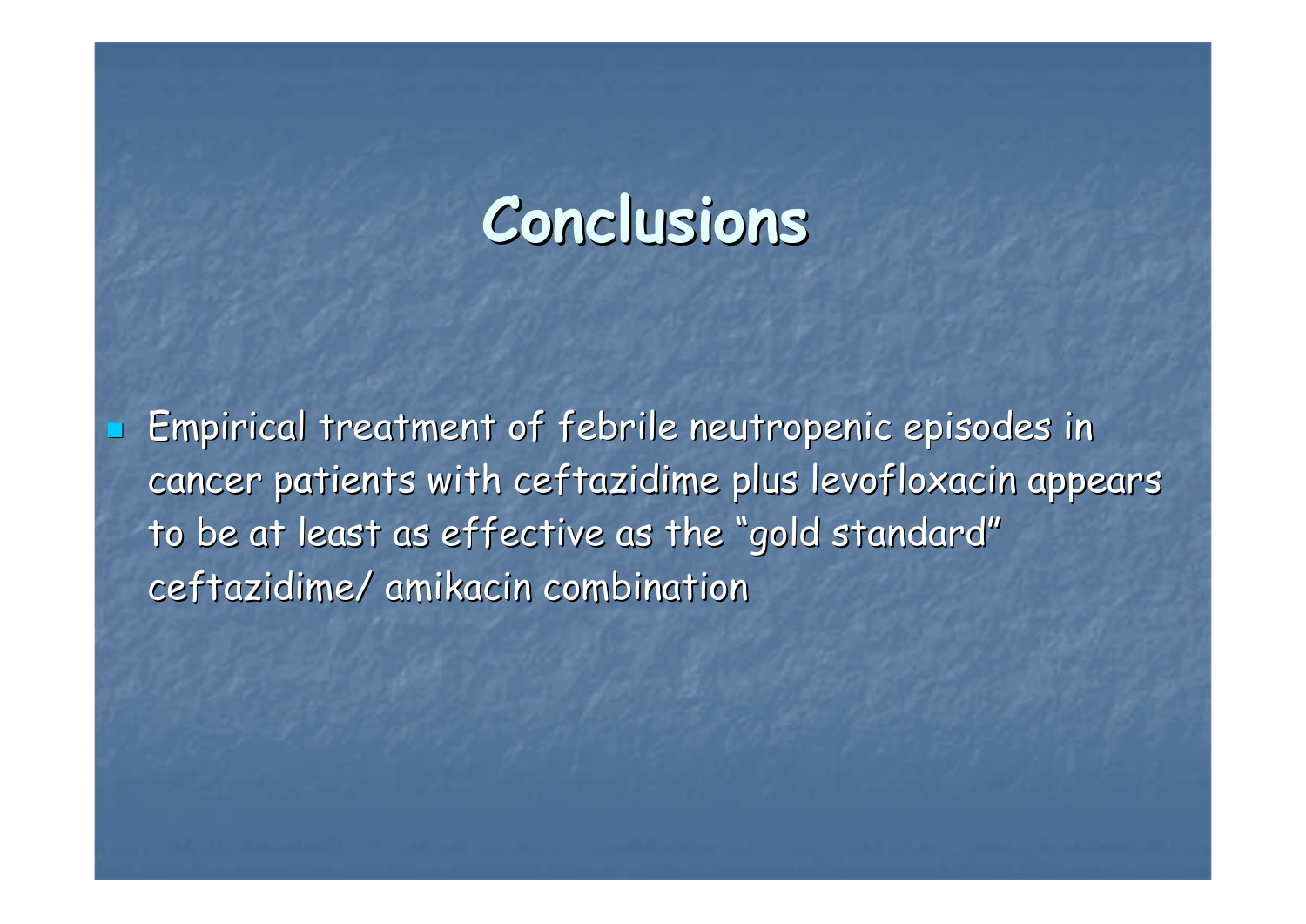# Conclusions

- Empirical treatment of febrile neutropenic episodes in cancer patients with ceftazidime plus levofloxacin appears to be at least as effective as the "gold standard" ceftazidime/ amikacin combination